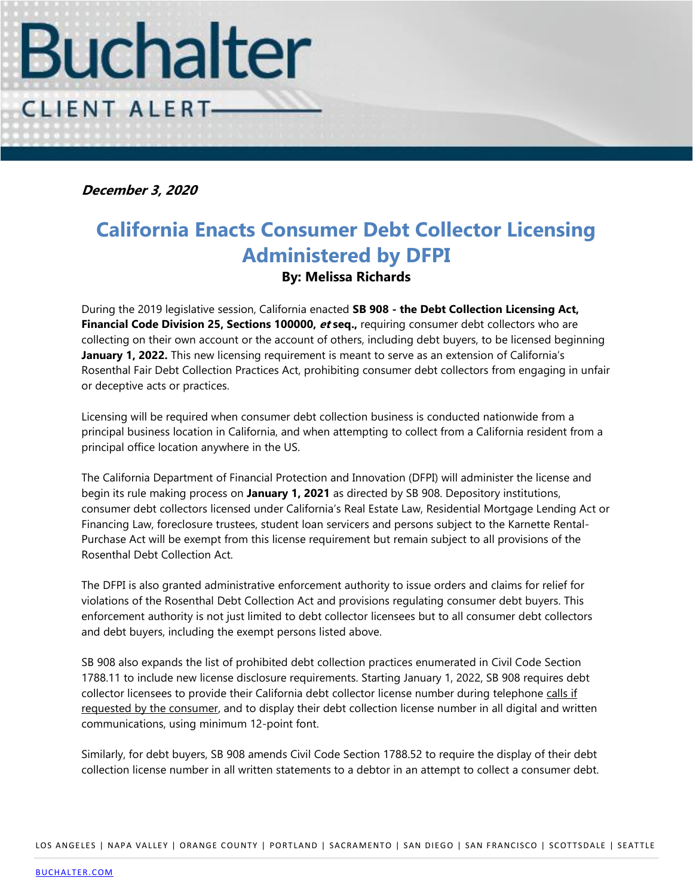# Buchalter

CLIENT ALERT

***December 3, 2020***

## California Enacts Consumer Debt Collector Licensing Administered by DFPI

**By: Melissa Richards**

During the 2019 legislative session, California enacted **SB 908 - the Debt Collection Licensing Act, Financial Code Division 25, Sections 100000, *et* seq.,** requiring consumer debt collectors who are collecting on their own account or the account of others, including debt buyers, to be licensed beginning **January 1, 2022.** This new licensing requirement is meant to serve as an extension of California's Rosenthal Fair Debt Collection Practices Act, prohibiting consumer debt collectors from engaging in unfair or deceptive acts or practices.

Licensing will be required when consumer debt collection business is conducted nationwide from a principal business location in California, and when attempting to collect from a California resident from a principal office location anywhere in the US.

The California Department of Financial Protection and Innovation (DFPI) will administer the license and begin its rule making process on **January 1, 2021** as directed by SB 908. Depository institutions, consumer debt collectors licensed under California's Real Estate Law, Residential Mortgage Lending Act or Financing Law, foreclosure trustees, student loan servicers and persons subject to the Karnette Rental-Purchase Act will be exempt from this license requirement but remain subject to all provisions of the Rosenthal Debt Collection Act.

The DFPI is also granted administrative enforcement authority to issue orders and claims for relief for violations of the Rosenthal Debt Collection Act and provisions regulating consumer debt buyers. This enforcement authority is not just limited to debt collector licensees but to all consumer debt collectors and debt buyers, including the exempt persons listed above.

SB 908 also expands the list of prohibited debt collection practices enumerated in Civil Code Section 1788.11 to include new license disclosure requirements. Starting January 1, 2022, SB 908 requires debt collector licensees to provide their California debt collector license number during telephone calls if requested by the consumer, and to display their debt collection license number in all digital and written communications, using minimum 12-point font.

Similarly, for debt buyers, SB 908 amends Civil Code Section 1788.52 to require the display of their debt collection license number in all written statements to a debtor in an attempt to collect a consumer debt.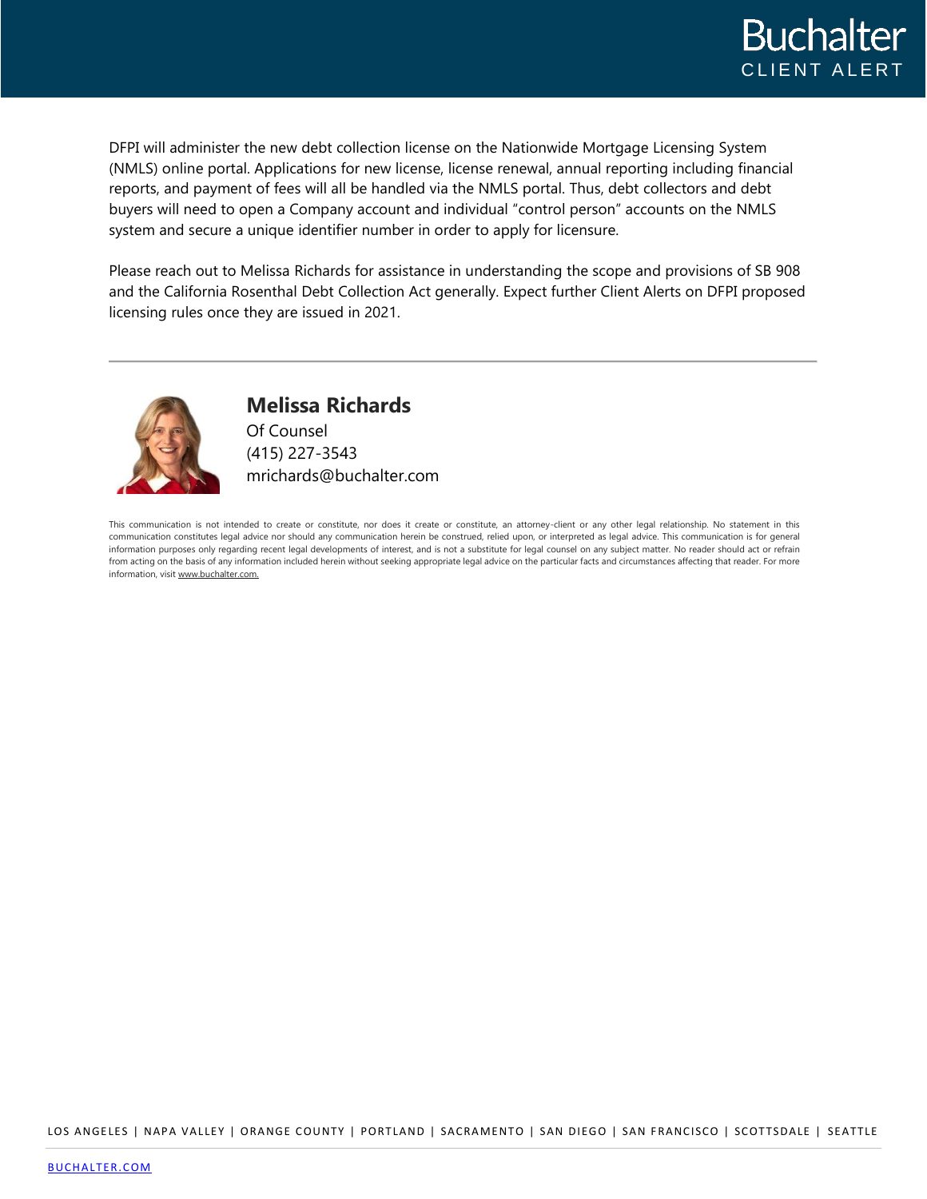DFPI will administer the new debt collection license on the Nationwide Mortgage Licensing System (NMLS) online portal. Applications for new license, license renewal, annual reporting including financial reports, and payment of fees will all be handled via the NMLS portal. Thus, debt collectors and debt buyers will need to open a Company account and individual "control person" accounts on the NMLS system and secure a unique identifier number in order to apply for licensure.

Please reach out to Melissa Richards for assistance in understanding the scope and provisions of SB 908 and the California Rosenthal Debt Collection Act generally. Expect further Client Alerts on DFPI proposed licensing rules once they are issued in 2021.

---

**Melissa Richards**
Of Counsel
(415) 227-3543
mrichards@buchalter.com

This communication is not intended to create or constitute, nor does it create or constitute, an attorney-client or any other legal relationship. No statement in this communication constitutes legal advice nor should any communication herein be construed, relied upon, or interpreted as legal advice. This communication is for general information purposes only regarding recent legal developments of interest, and is not a substitute for legal counsel on any subject matter. No reader should act or refrain from acting on the basis of any information included herein without seeking appropriate legal advice on the particular facts and circumstances affecting that reader. For more information, visit www.buchalter.com.

LOS ANGELES | NAPA VALLEY | ORANGE COUNTY | PORTLAND | SACRAMENTO | SAN DIEGO | SAN FRANCISCO | SCOTTSDALE | SEATTLE

BUCHALTER.COM